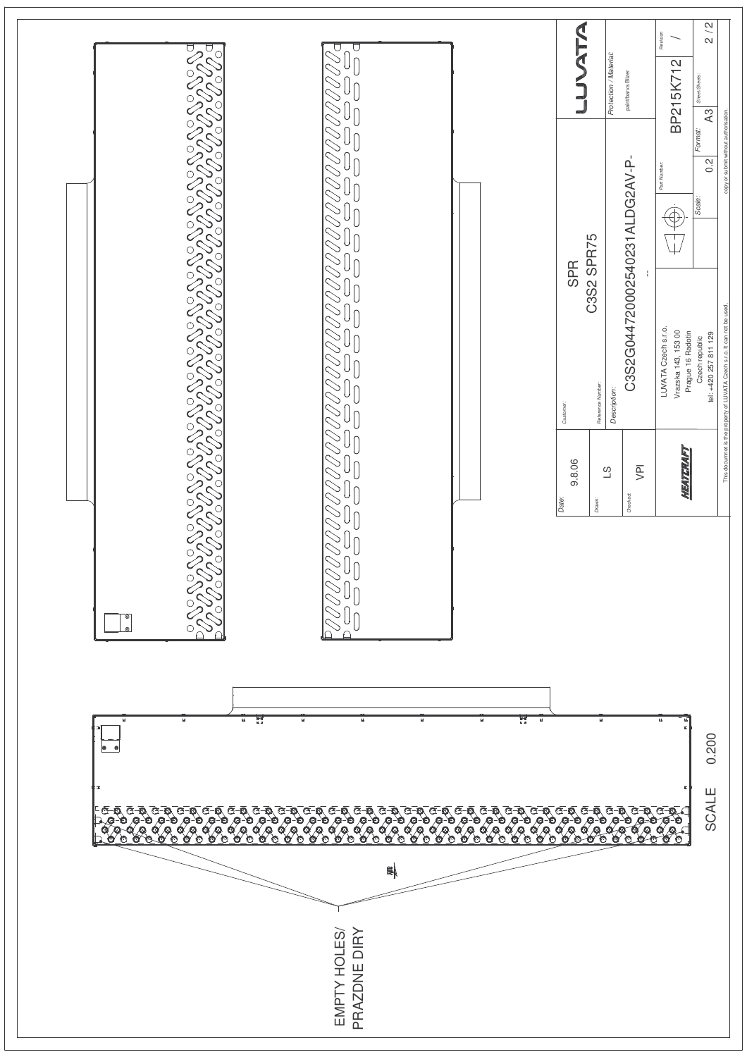EMPTY HOLES/
PRAZDNE DIRY

SCALE 0.200

| | | |
|---|---|---|
| Date: 9.8.06 | Customer: SPR | LUVATA |
| Drawn: LS | Reference Number: C3S2 SPR75 | Protection / Material: paint/barva Blizer |
| Checked: VPI | Description: C3S2G0447200025402312ALDG2AV-P- -- | |
| HEATCRAFT | LUVATA Czech s.r.o. Vrazska 143, 153 00 Prague 16 Radotin Czech republic tel.: +420 257 811 129 | Part Number: BP215K712 | Revision: / |
| | | Scale: 0.2 | Format: A3 | Sheet/Sheets: 2 / 2 |

This document is the property of LUVATA Czech s.r.o. It can not be used, copy or submit without authorisation.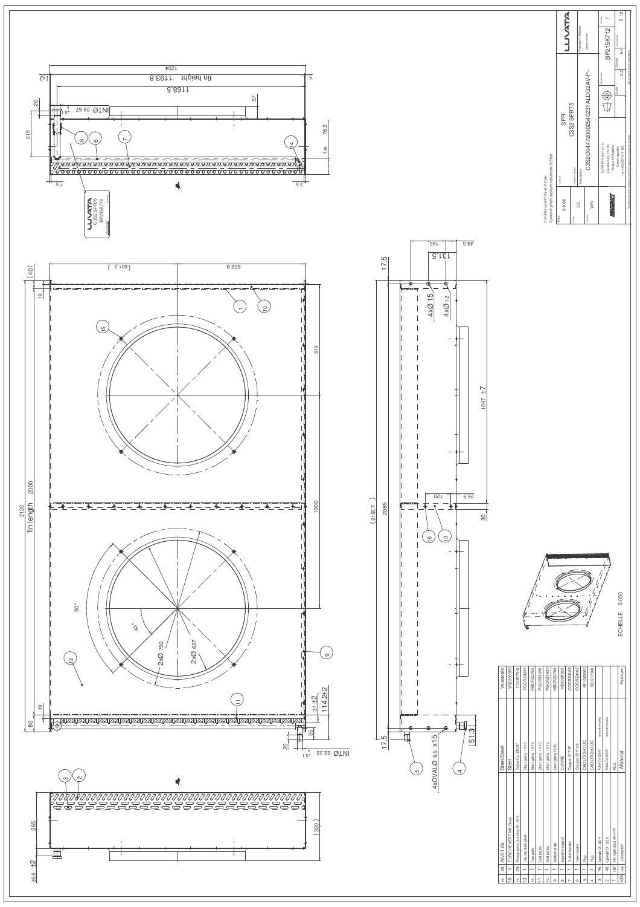| Idx | Qty | Description | | Material | Part Num |
|---|---|---|---|---|---|
| 16 | 26 | RIVET Ø4 | | Steel/Steel | VS406060 |
| 15 | 8 | EURO HEXERT M8 Steel | | Steel | VS208308 |
| 14 | 69 | Return bend (vodnice) R: 22.9 | | Tube Cu Ø3/8" | CO167310 |
| 13 | 1 | Intermediate plate | | Steel galva. 15/10 | PGCR24691 |
| 12 | 1 | Fan plate | | Steel galva. 15/10 | HBCR2762 |
| 11 | 1 | End plates | | Steel galva. 15/10 | PGCR24955 |
| 10 | 1 | End plates | | Steel galva. 15/10 | PGCR24954 |
| 9 | 1 | Bottom plate | | Steel galva. 15/10 | HBCR2763 |
| 8 | 1 | Equerre support | | CUIVRE | HB300A065 |
| 7 | 1 | Outlet header | | Copper O 7/8" | COCR24108 |
| 6 | 1 | Inlet header | | Copper Ø 1" 1/8 | COCR24107 |
| 5 | 1 | Plug | | CAOUTCHOUC | BE150800 |
| 4 | 1 | Plug | | CAOUTCHOUC | BE121800 |
| 3 | 46 | Epingle D: 25.4 | smoothNedle | Tube Cu Ø3/8" | |
| 2 | 46 | Epingle D: 22.9 | smoothNedle | Tube Cu Ø3/8" | |
| 1 | 787 | Fin height 3S2 4N 4.7T | | ALU | |

Coil filled up with dry air 0.2 bar.
Vyplnené plnen suchym vzduchem 0.2 bar.

| | |
|---|---|
| Date | 9.8.06 |
| Drawn | LS |
| Checked | VPI |
| | SPR |
| | C3S2 SPR75 |
| Description | C3S2G044720002540231ALDG2AV-P- |
| Part number | BP215K712 |
| Format | A1 |
| Scale | 0.2 |
| Sheet | 1/2 |

LUVATA Czech s.r.o.
Vesecko 145, 100 00
Prague 10 Praha
Czech Republic

ECHELLE 0.050

2120 — fin length 2000 — 1204 — fin height 1193.8 — 1168.5 — INTØ 28.57 — INTØ 22.22 — 2xØ 750 — 2xØ 637 — 1047 ±7 — 2085 — (2155.7) — 4xØ 15 — 4xØ 12 — 4xOVALØ 9.5 X15 — 602.8 — (601.3) — 519 — 1000 — 37 ±2 — 114.2±2 — (51.3) — 17.5 — 265 — (320) — 35.5 ±2 — 215 — 76.2 — 131.5 — 165 — 49.5 — 120 — 26.5 — 30 — 90° — 45°